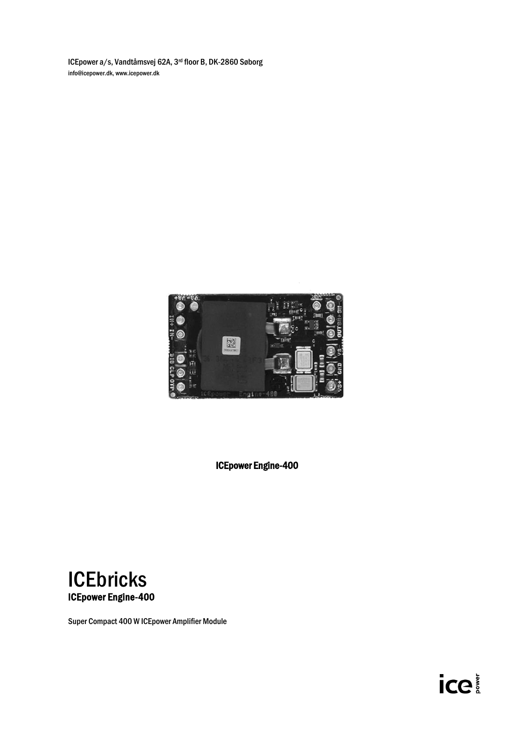ICEpower a/s, Vandtårnsvej 62A, 3rd floor B, DK-2860 Søborg

info@icepower.dk, www.icepower.dk

**ICEpower Engine-400**

# ICEbricks

## ICEpower Engine-400

Super Compact 400 W ICEpower Amplifier Module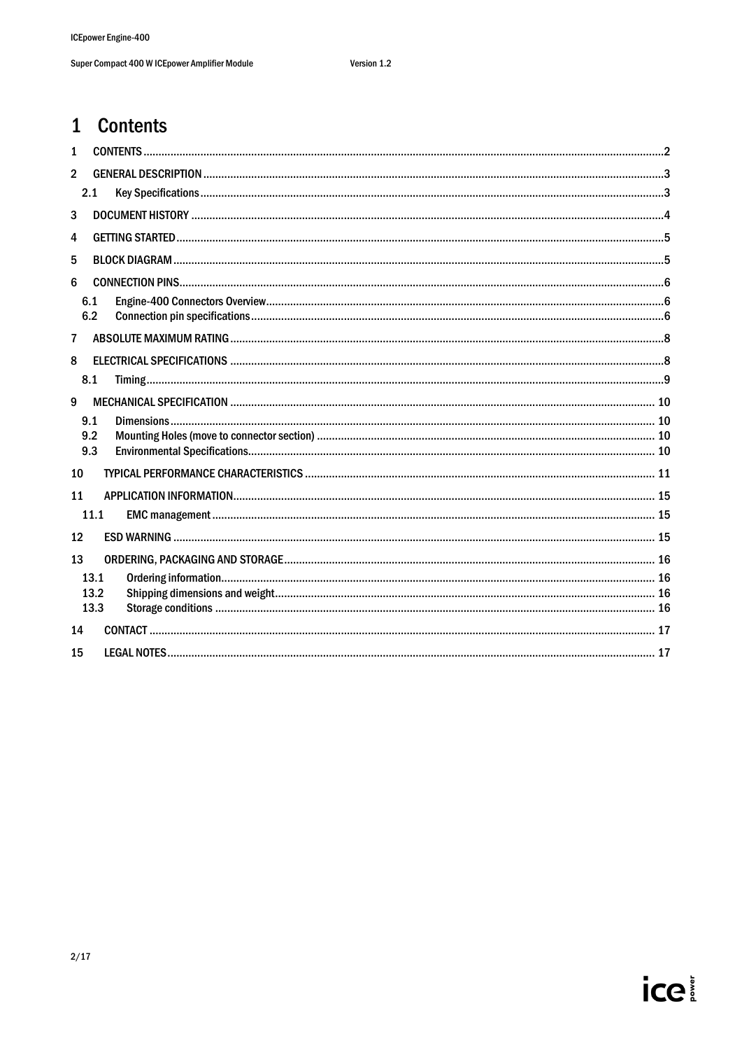# 1 Contents

1 CONTENTS ....................................................................................................................................................... 2

2 GENERAL DESCRIPTION ................................................................................................................................ 3

  2.1 Key Specifications ....................................................................................................................................... 3

3 DOCUMENT HISTORY ...................................................................................................................................... 4

4 GETTING STARTED ........................................................................................................................................... 5

5 BLOCK DIAGRAM .............................................................................................................................................. 5

6 CONNECTION PINS ............................................................................................................................................ 6

  6.1 Engine-400 Connectors Overview ................................................................................................................ 6

  6.2 Connection pin specifications ...................................................................................................................... 6

7 ABSOLUTE MAXIMUM RATING ........................................................................................................................ 8

8 ELECTRICAL SPECIFICATIONS ....................................................................................................................... 8

  8.1 Timing ........................................................................................................................................................... 9

9 MECHANICAL SPECIFICATION ....................................................................................................................... 10

  9.1 Dimensions ................................................................................................................................................. 10

  9.2 Mounting Holes (move to connector section) ............................................................................................. 10

  9.3 Environmental Specifications ..................................................................................................................... 10

10 TYPICAL PERFORMANCE CHARACTERISTICS ............................................................................................ 11

11 APPLICATION INFORMATION ......................................................................................................................... 15

  11.1 EMC management ..................................................................................................................................... 15

12 ESD WARNING ................................................................................................................................................. 15

13 ORDERING, PACKAGING AND STORAGE ...................................................................................................... 16

  13.1 Ordering information .................................................................................................................................. 16

  13.2 Shipping dimensions and weight ................................................................................................................ 16

  13.3 Storage conditions ..................................................................................................................................... 16

14 CONTACT ......................................................................................................................................................... 17

15 LEGAL NOTES .................................................................................................................................................. 17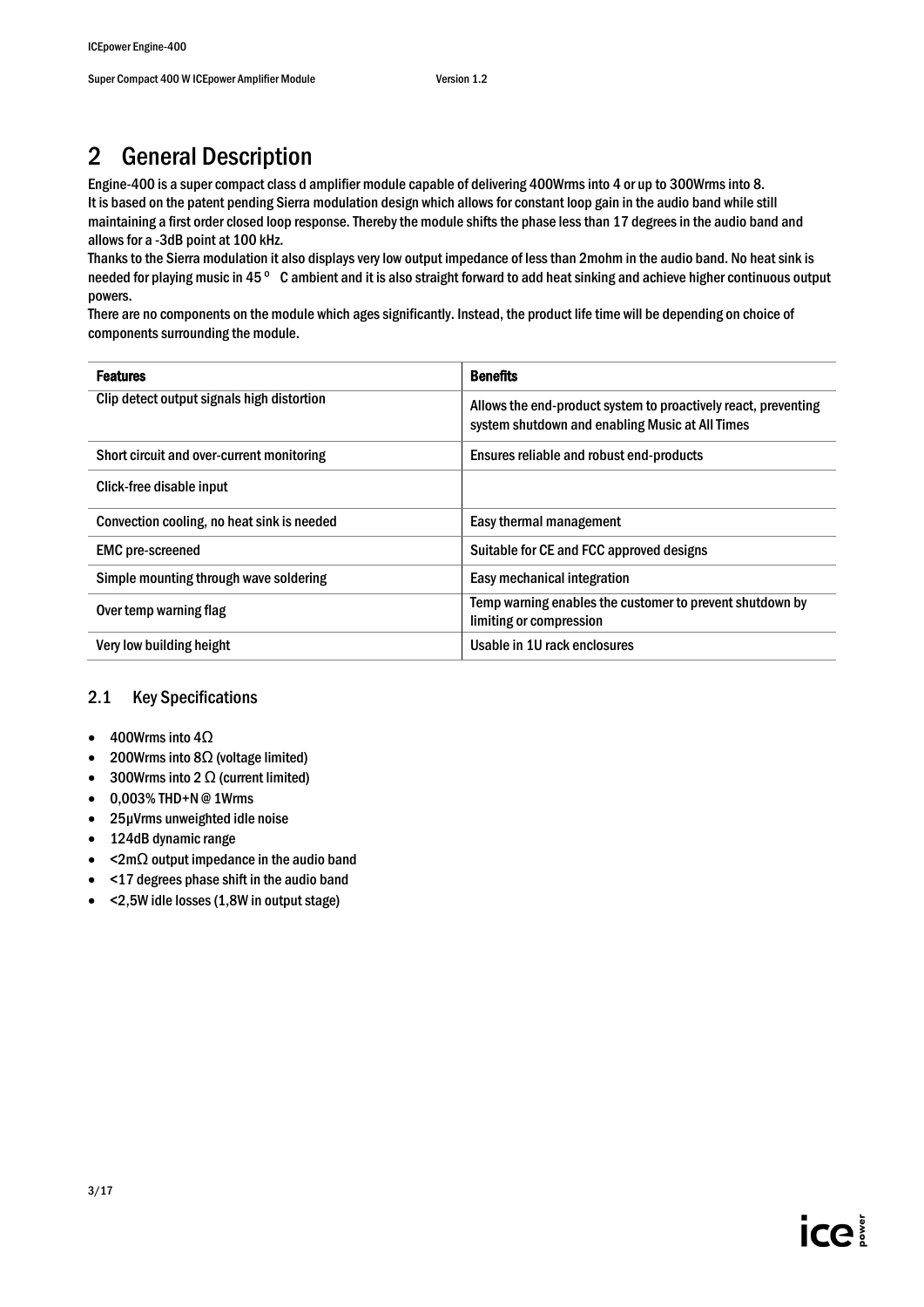# 2 General Description

Engine-400 is a super compact class d amplifier module capable of delivering 400Wrms into 4 or up to 300Wrms into 8.
It is based on the patent pending Sierra modulation design which allows for constant loop gain in the audio band while still maintaining a first order closed loop response. Thereby the module shifts the phase less than 17 degrees in the audio band and allows for a -3dB point at 100 kHz.
Thanks to the Sierra modulation it also displays very low output impedance of less than 2mohm in the audio band. No heat sink is needed for playing music in 45 º C ambient and it is also straight forward to add heat sinking and achieve higher continuous output powers.
There are no components on the module which ages significantly. Instead, the product life time will be depending on choice of components surrounding the module.

| Features | Benefits |
|---|---|
| Clip detect output signals high distortion | Allows the end-product system to proactively react, preventing system shutdown and enabling Music at All Times |
| Short circuit and over-current monitoring | Ensures reliable and robust end-products |
| Click-free disable input | |
| Convection cooling, no heat sink is needed | Easy thermal management |
| EMC pre-screened | Suitable for CE and FCC approved designs |
| Simple mounting through wave soldering | Easy mechanical integration |
| Over temp warning flag | Temp warning enables the customer to prevent shutdown by limiting or compression |
| Very low building height | Usable in 1U rack enclosures |

## 2.1 Key Specifications

- 400Wrms into 4Ω
- 200Wrms into 8Ω (voltage limited)
- 300Wrms into 2 Ω (current limited)
- 0,003% THD+N @ 1Wrms
- 25µVrms unweighted idle noise
- 124dB dynamic range
- <2mΩ output impedance in the audio band
- <17 degrees phase shift in the audio band
- <2,5W idle losses (1,8W in output stage)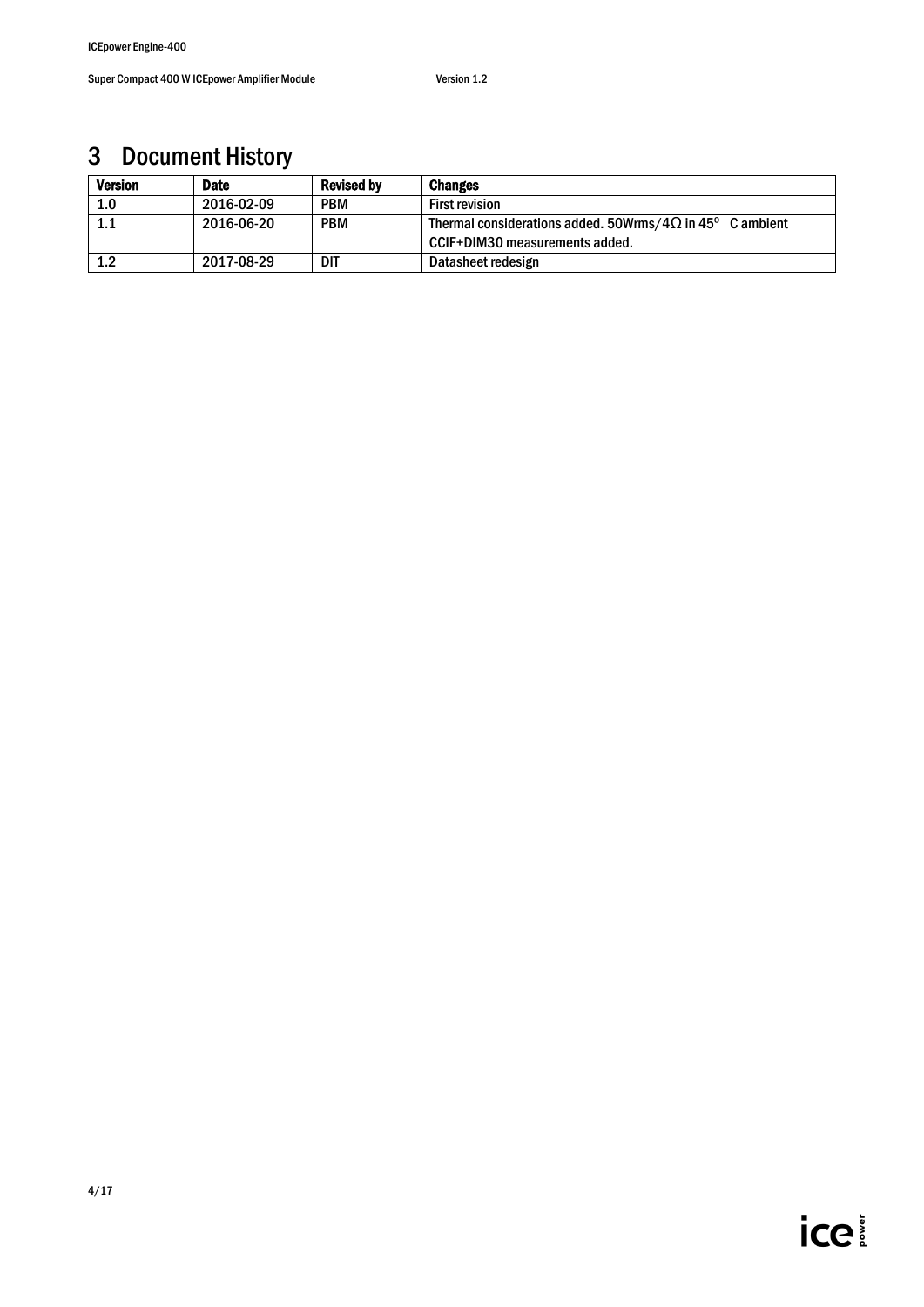# 3 Document History

| Version | Date | Revised by | Changes |
|---|---|---|---|
| 1.0 | 2016-02-09 | PBM | First revision |
| 1.1 | 2016-06-20 | PBM | Thermal considerations added. 50Wrms/4Ω in 45° C ambient<br>CCIF+DIM30 measurements added. |
| 1.2 | 2017-08-29 | DIT | Datasheet redesign |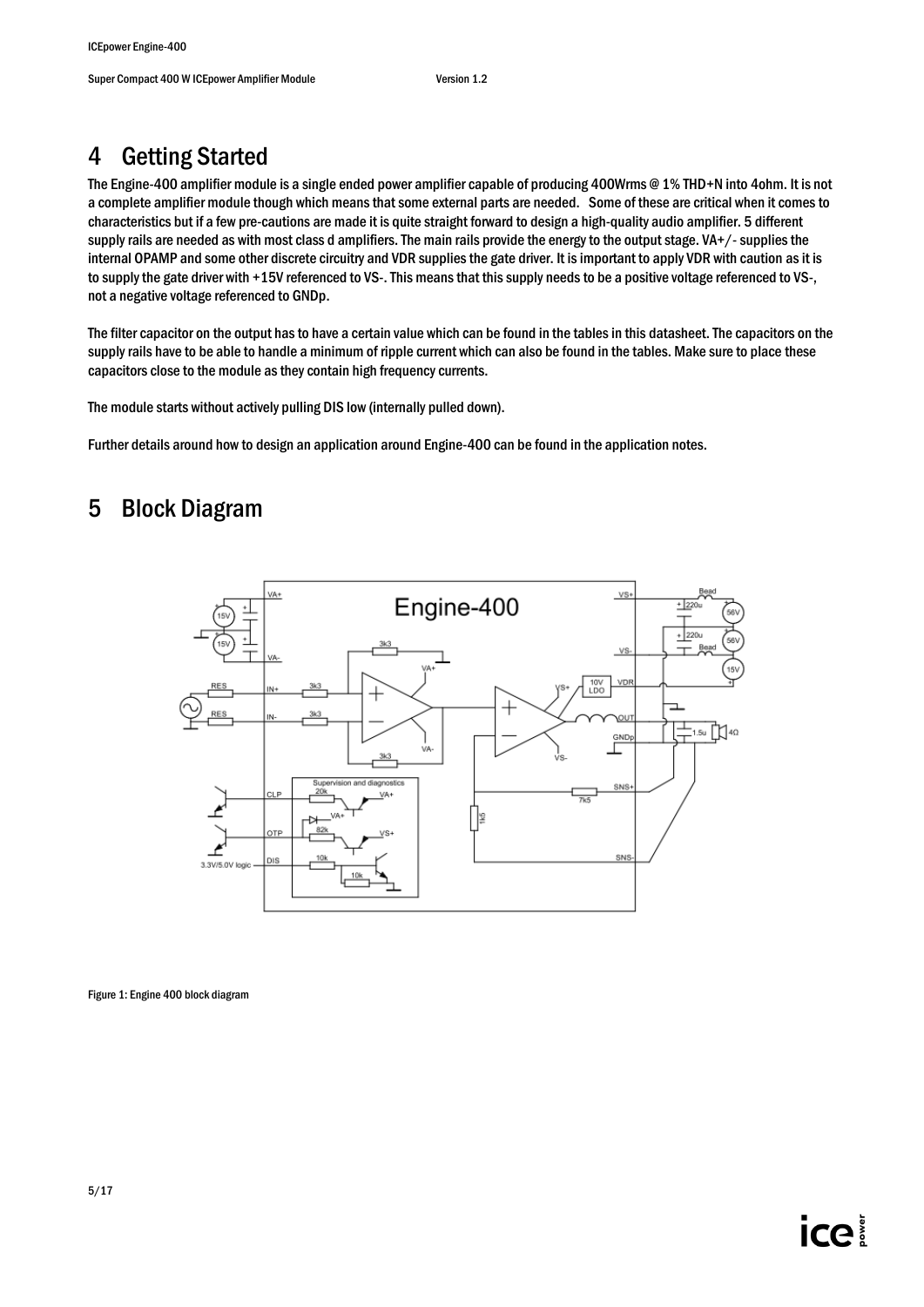# 4 Getting Started

The Engine-400 amplifier module is a single ended power amplifier capable of producing 400Wrms @ 1% THD+N into 4ohm. It is not a complete amplifier module though which means that some external parts are needed.  Some of these are critical when it comes to characteristics but if a few pre-cautions are made it is quite straight forward to design a high-quality audio amplifier. 5 different supply rails are needed as with most class d amplifiers. The main rails provide the energy to the output stage. VA+/- supplies the internal OPAMP and some other discrete circuitry and VDR supplies the gate driver. It is important to apply VDR with caution as it is to supply the gate driver with +15V referenced to VS-. This means that this supply needs to be a positive voltage referenced to VS-, not a negative voltage referenced to GNDp.

The filter capacitor on the output has to have a certain value which can be found in the tables in this datasheet. The capacitors on the supply rails have to be able to handle a minimum of ripple current which can also be found in the tables. Make sure to place these capacitors close to the module as they contain high frequency currents.

The module starts without actively pulling DIS low (internally pulled down).

Further details around how to design an application around Engine-400 can be found in the application notes.

# 5 Block Diagram

Figure 1: Engine 400 block diagram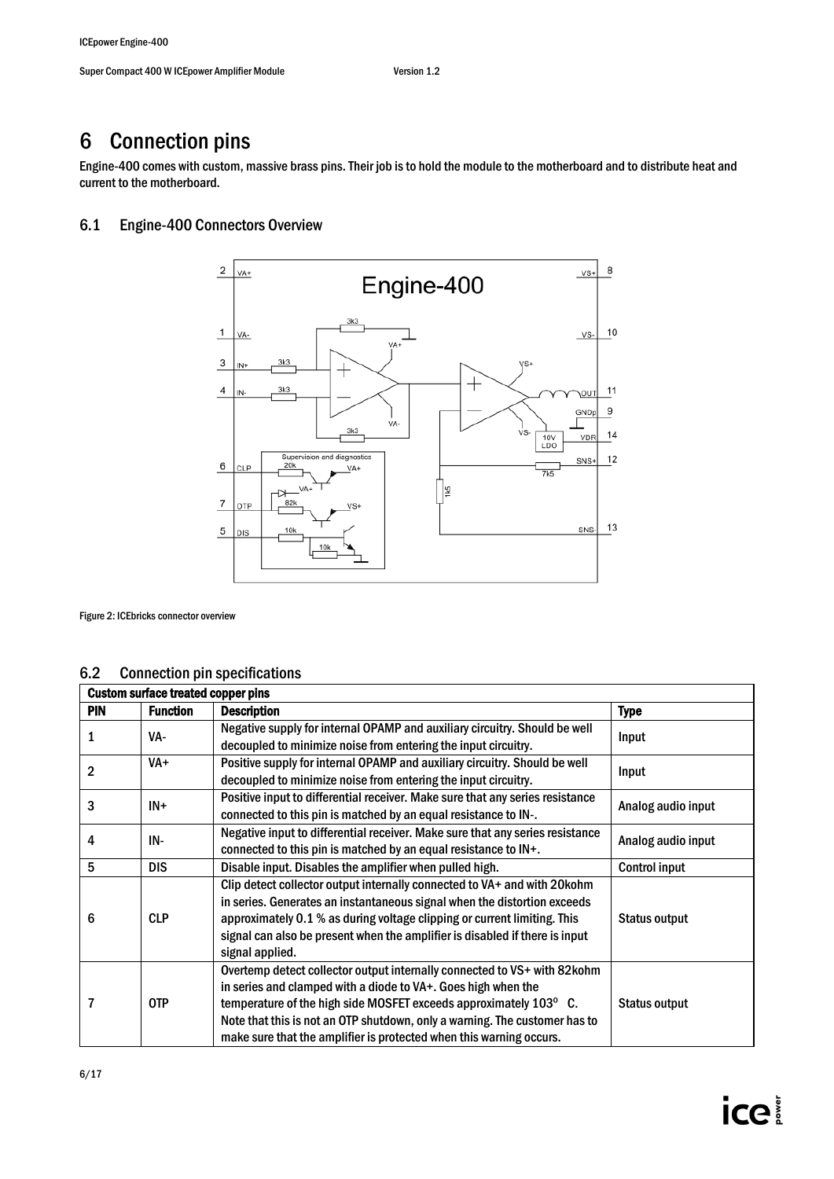# 6 Connection pins

Engine-400 comes with custom, massive brass pins. Their job is to hold the module to the motherboard and to distribute heat and current to the motherboard.

## 6.1 Engine-400 Connectors Overview

Figure 2: ICEbricks connector overview

## 6.2 Connection pin specifications

| Custom surface treated copper pins | | | |
|---|---|---|---|
| **PIN** | **Function** | **Description** | **Type** |
| 1 | VA- | Negative supply for internal OPAMP and auxiliary circuitry. Should be well decoupled to minimize noise from entering the input circuitry. | Input |
| 2 | VA+ | Positive supply for internal OPAMP and auxiliary circuitry. Should be well decoupled to minimize noise from entering the input circuitry. | Input |
| 3 | IN+ | Positive input to differential receiver. Make sure that any series resistance connected to this pin is matched by an equal resistance to IN-. | Analog audio input |
| 4 | IN- | Negative input to differential receiver. Make sure that any series resistance connected to this pin is matched by an equal resistance to IN+. | Analog audio input |
| 5 | DIS | Disable input. Disables the amplifier when pulled high. | Control input |
| 6 | CLP | Clip detect collector output internally connected to VA+ and with 20kohm in series. Generates an instantaneous signal when the distortion exceeds approximately 0.1 % as during voltage clipping or current limiting. This signal can also be present when the amplifier is disabled if there is input signal applied. | Status output |
| 7 | OTP | Overtemp detect collector output internally connected to VS+ with 82kohm in series and clamped with a diode to VA+. Goes high when the temperature of the high side MOSFET exceeds approximately 103° C. Note that this is not an OTP shutdown, only a warning. The customer has to make sure that the amplifier is protected when this warning occurs. | Status output |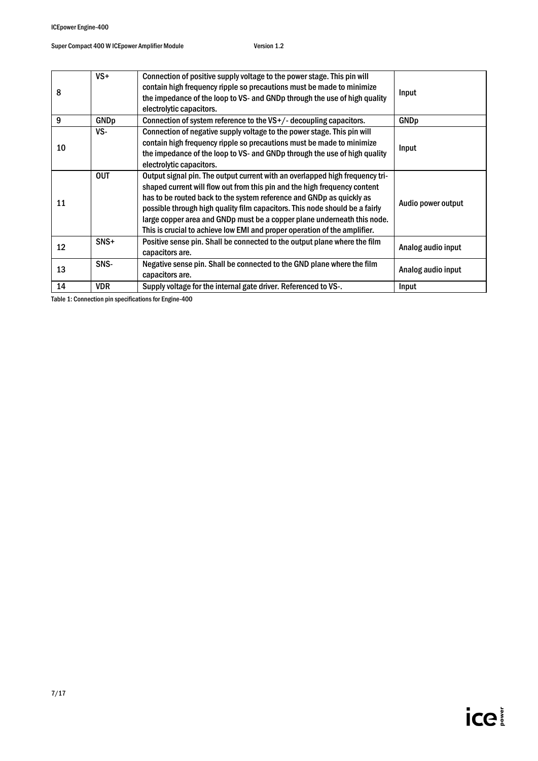| 8 | VS+ | Connection of positive supply voltage to the power stage. This pin will contain high frequency ripple so precautions must be made to minimize the impedance of the loop to VS- and GNDp through the use of high quality electrolytic capacitors. | Input |
|---|---|---|---|
| 9 | GNDp | Connection of system reference to the VS+/- decoupling capacitors. | GNDp |
| 10 | VS- | Connection of negative supply voltage to the power stage. This pin will contain high frequency ripple so precautions must be made to minimize the impedance of the loop to VS- and GNDp through the use of high quality electrolytic capacitors. | Input |
| 11 | OUT | Output signal pin. The output current with an overlapped high frequency tri-shaped current will flow out from this pin and the high frequency content has to be routed back to the system reference and GNDp as quickly as possible through high quality film capacitors. This node should be a fairly large copper area and GNDp must be a copper plane underneath this node. This is crucial to achieve low EMI and proper operation of the amplifier. | Audio power output |
| 12 | SNS+ | Positive sense pin. Shall be connected to the output plane where the film capacitors are. | Analog audio input |
| 13 | SNS- | Negative sense pin. Shall be connected to the GND plane where the film capacitors are. | Analog audio input |
| 14 | VDR | Supply voltage for the internal gate driver. Referenced to VS-. | Input |

Table 1: Connection pin specifications for Engine-400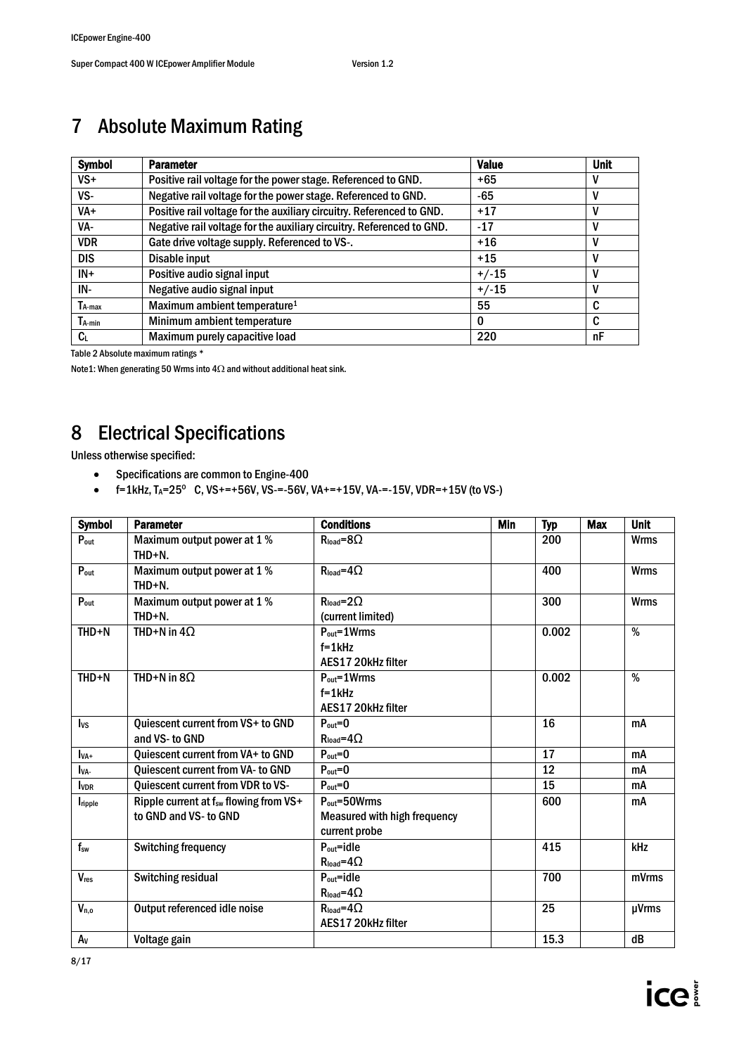# 7 Absolute Maximum Rating

| Symbol | Parameter | Value | Unit |
|---|---|---|---|
| VS+ | Positive rail voltage for the power stage. Referenced to GND. | +65 | V |
| VS- | Negative rail voltage for the power stage. Referenced to GND. | -65 | V |
| VA+ | Positive rail voltage for the auxiliary circuitry. Referenced to GND. | +17 | V |
| VA- | Negative rail voltage for the auxiliary circuitry. Referenced to GND. | -17 | V |
| VDR | Gate drive voltage supply. Referenced to VS-. | +16 | V |
| DIS | Disable input | +15 | V |
| IN+ | Positive audio signal input | +/-15 | V |
| IN- | Negative audio signal input | +/-15 | V |
| $T_{A\text{-}max}$ | Maximum ambient temperature[1] | 55 | C |
| $T_{A\text{-}min}$ | Minimum ambient temperature | 0 | C |
| $C_L$ | Maximum purely capacitive load | 220 | nF |

Table 2 Absolute maximum ratings *

Note1: When generating 50 Wrms into 4Ω and without additional heat sink.

# 8 Electrical Specifications

Unless otherwise specified:

- Specifications are common to Engine-400
- f=1kHz, $T_A$=25° C, VS+=+56V, VS-=-56V, VA+=+15V, VA-=-15V, VDR=+15V (to VS-)

| Symbol | Parameter | Conditions | Min | Typ | Max | Unit |
|---|---|---|---|---|---|---|
| $P_{out}$ | Maximum output power at 1 % THD+N. | $R_{load}$=8Ω | | 200 | | Wrms |
| $P_{out}$ | Maximum output power at 1 % THD+N. | $R_{load}$=4Ω | | 400 | | Wrms |
| $P_{out}$ | Maximum output power at 1 % THD+N. | $R_{load}$=2Ω (current limited) | | 300 | | Wrms |
| THD+N | THD+N in 4Ω | $P_{out}$=1Wrms f=1kHz AES17 20kHz filter | | 0.002 | | % |
| THD+N | THD+N in 8Ω | $P_{out}$=1Wrms f=1kHz AES17 20kHz filter | | 0.002 | | % |
| $I_{VS}$ | Quiescent current from VS+ to GND and VS- to GND | $P_{out}$=0 $R_{load}$=4Ω | | 16 | | mA |
| $I_{VA+}$ | Quiescent current from VA+ to GND | $P_{out}$=0 | | 17 | | mA |
| $I_{VA-}$ | Quiescent current from VA- to GND | $P_{out}$=0 | | 12 | | mA |
| $I_{VDR}$ | Quiescent current from VDR to VS- | $P_{out}$=0 | | 15 | | mA |
| $I_{ripple}$ | Ripple current at $f_{sw}$ flowing from VS+ to GND and VS- to GND | $P_{out}$=50Wrms Measured with high frequency current probe | | 600 | | mA |
| $f_{sw}$ | Switching frequency | $P_{out}$=idle $R_{load}$=4Ω | | 415 | | kHz |
| $V_{res}$ | Switching residual | $P_{out}$=idle $R_{load}$=4Ω | | 700 | | mVrms |
| $V_{n,o}$ | Output referenced idle noise | $R_{load}$=4Ω AES17 20kHz filter | | 25 | | µVrms |
| $A_V$ | Voltage gain | | | 15.3 | | dB |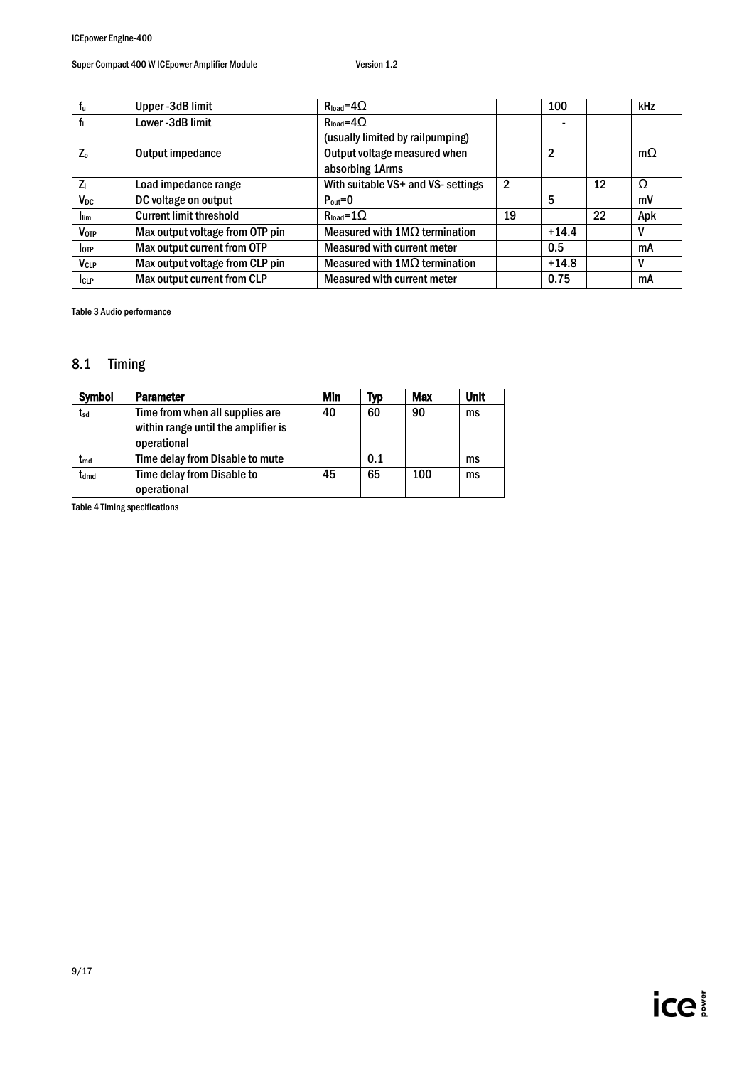| | | | | | | |
|---|---|---|---|---|---|---|
| $f_u$ | Upper -3dB limit | $R_{load}$=4Ω | | 100 | | kHz |
| $f_l$ | Lower -3dB limit | $R_{load}$=4Ω (usually limited by railpumping) | | - | | |
| $Z_o$ | Output impedance | Output voltage measured when absorbing 1Arms | | 2 | | mΩ |
| $Z_l$ | Load impedance range | With suitable VS+ and VS- settings | 2 | | 12 | Ω |
| $V_{DC}$ | DC voltage on output | $P_{out}$=0 | | 5 | | mV |
| $I_{lim}$ | Current limit threshold | $R_{load}$=1Ω | 19 | | 22 | Apk |
| $V_{OTP}$ | Max output voltage from OTP pin | Measured with 1MΩ termination | | +14.4 | | V |
| $I_{OTP}$ | Max output current from OTP | Measured with current meter | | 0.5 | | mA |
| $V_{CLP}$ | Max output voltage from CLP pin | Measured with 1MΩ termination | | +14.8 | | V |
| $I_{CLP}$ | Max output current from CLP | Measured with current meter | | 0.75 | | mA |

Table 3 Audio performance

## 8.1 Timing

| Symbol | Parameter | Min | Typ | Max | Unit |
|---|---|---|---|---|---|
| $t_{sd}$ | Time from when all supplies are within range until the amplifier is operational | 40 | 60 | 90 | ms |
| $t_{md}$ | Time delay from Disable to mute | | 0.1 | | ms |
| $t_{dmd}$ | Time delay from Disable to operational | 45 | 65 | 100 | ms |

Table 4 Timing specifications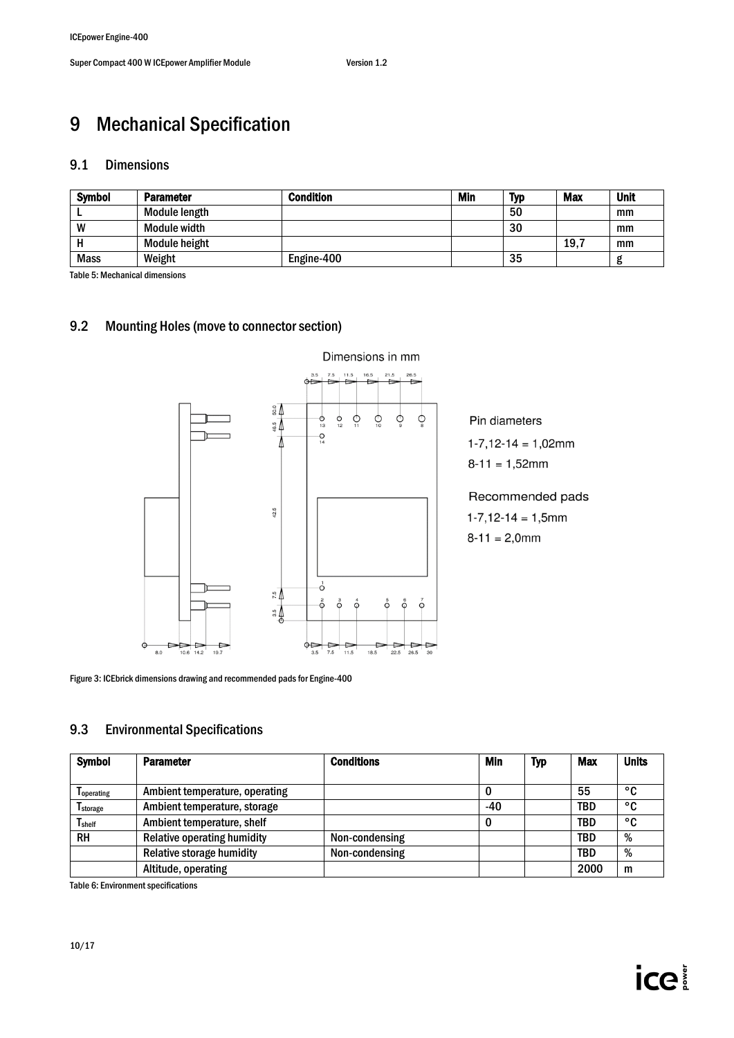# 9 Mechanical Specification

## 9.1 Dimensions

| Symbol | Parameter | Condition | Min | Typ | Max | Unit |
|---|---|---|---|---|---|---|
| L | Module length | | | 50 | | mm |
| W | Module width | | | 30 | | mm |
| H | Module height | | | | 19,7 | mm |
| Mass | Weight | Engine-400 | | 35 | | g |

Table 5: Mechanical dimensions

## 9.2 Mounting Holes (move to connector section)

Dimensions in mm

Pin diameters
1-7,12-14 = 1,02mm
8-11 = 1,52mm

Recommended pads
1-7,12-14 = 1,5mm
8-11 = 2,0mm

Figure 3: ICEbrick dimensions drawing and recommended pads for Engine-400

## 9.3 Environmental Specifications

| Symbol | Parameter | Conditions | Min | Typ | Max | Units |
|---|---|---|---|---|---|---|
| $T_{operating}$ | Ambient temperature, operating | | 0 | | 55 | °C |
| $T_{storage}$ | Ambient temperature, storage | | -40 | | TBD | °C |
| $T_{shelf}$ | Ambient temperature, shelf | | 0 | | TBD | °C |
| RH | Relative operating humidity | Non-condensing | | | TBD | % |
| | Relative storage humidity | Non-condensing | | | TBD | % |
| | Altitude, operating | | | | 2000 | m |

Table 6: Environment specifications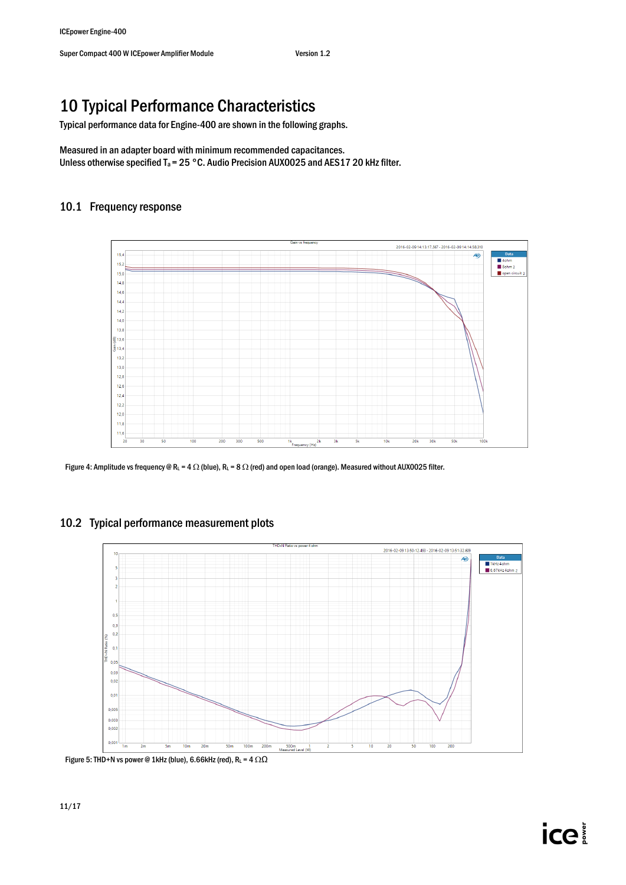# 10 Typical Performance Characteristics

Typical performance data for Engine-400 are shown in the following graphs.

Measured in an adapter board with minimum recommended capacitances.
Unless otherwise specified $T_a$ = 25 °C. Audio Precision AUX0025 and AES17 20 kHz filter.

## 10.1 Frequency response

Figure 4: Amplitude vs frequency @ $R_L$ = 4 Ω (blue), $R_L$ = 8 Ω (red) and open load (orange). Measured without AUX0025 filter.

## 10.2 Typical performance measurement plots

Figure 5: THD+N vs power @ 1kHz (blue), 6.66kHz (red), $R_L$ = 4 ΩΩ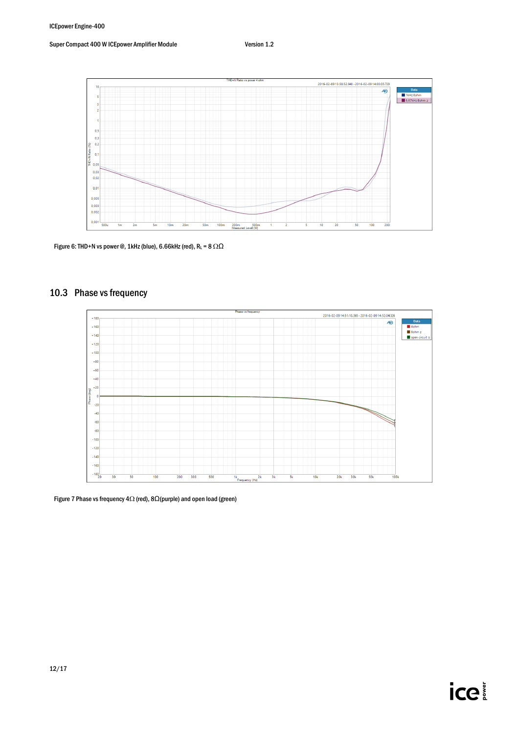Figure 6: THD+N vs power @, 1kHz (blue), 6.66kHz (red), $R_L$ = 8 Ω

## 10.3 Phase vs frequency

Figure 7 Phase vs frequency 4Ω (red), 8Ω(purple) and open load (green)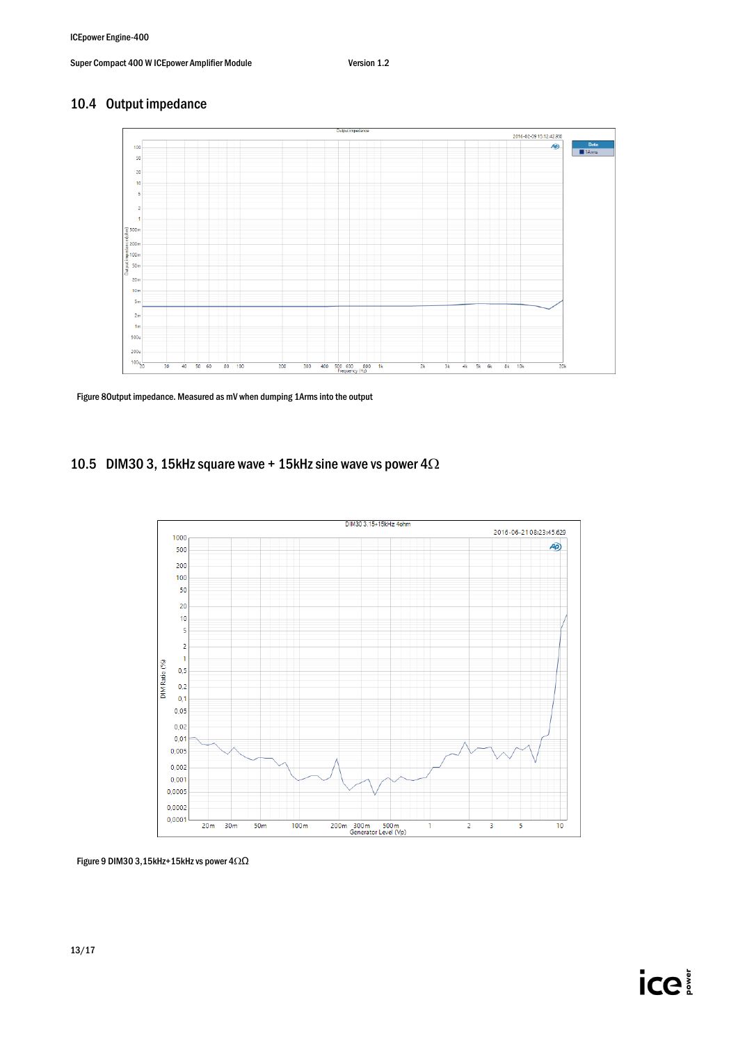## 10.4 Output impedance

Figure 8Output impedance. Measured as mV when dumping 1Arms into the output

## 10.5 DIM30 3, 15kHz square wave + 15kHz sine wave vs power 4Ω

Figure 9 DIM30 3,15kHz+15kHz vs power 4ΩΩ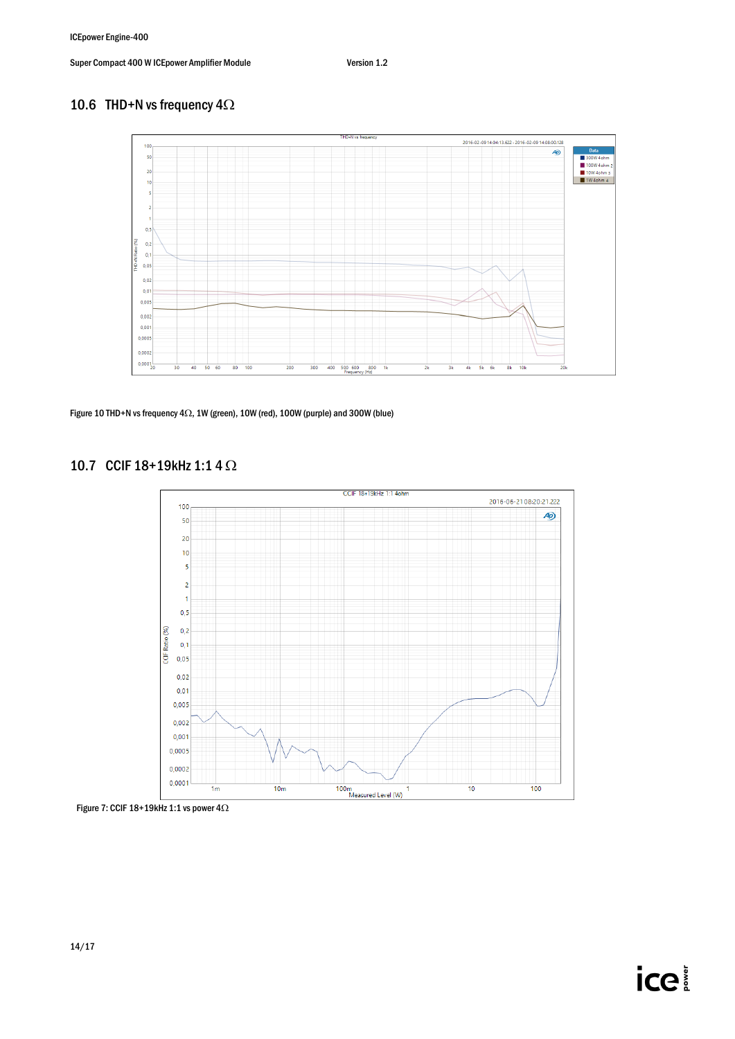## 10.6 THD+N vs frequency 4Ω

Figure 10 THD+N vs frequency 4Ω, 1W (green), 10W (red), 100W (purple) and 300W (blue)

## 10.7 CCIF 18+19kHz 1:1 4 Ω

Figure 7: CCIF 18+19kHz 1:1 vs power 4Ω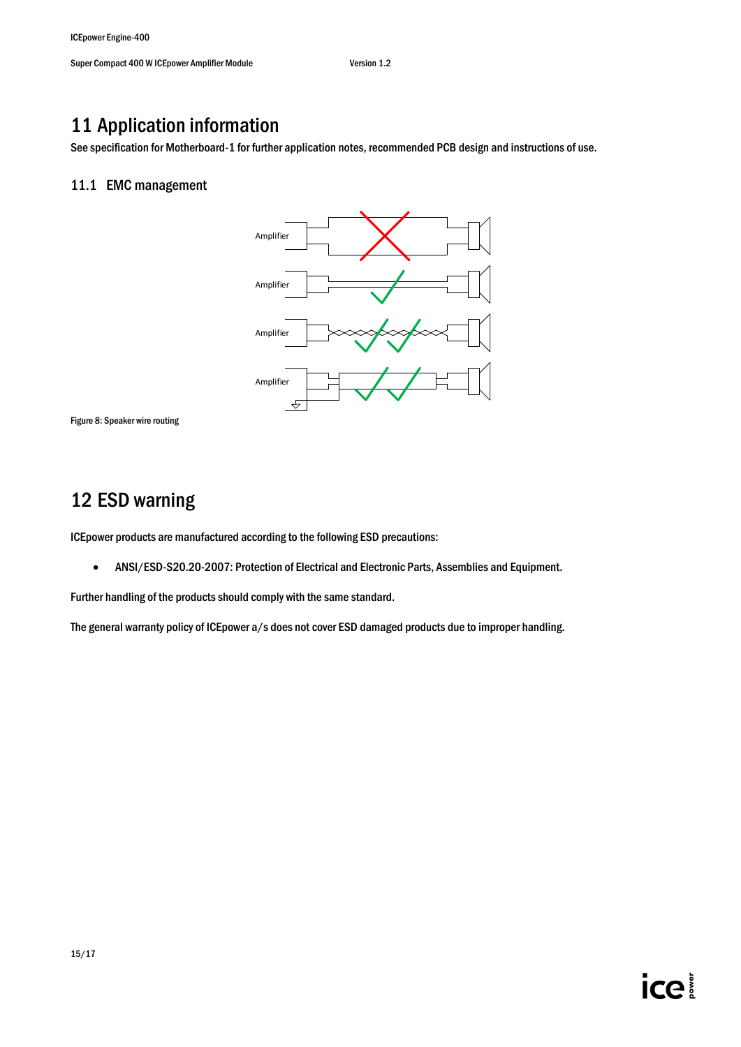# 11 Application information

See specification for Motherboard-1 for further application notes, recommended PCB design and instructions of use.

## 11.1 EMC management

Figure 8: Speaker wire routing

# 12 ESD warning

ICEpower products are manufactured according to the following ESD precautions:

- ANSI/ESD-S20.20-2007: Protection of Electrical and Electronic Parts, Assemblies and Equipment.

Further handling of the products should comply with the same standard.

The general warranty policy of ICEpower a/s does not cover ESD damaged products due to improper handling.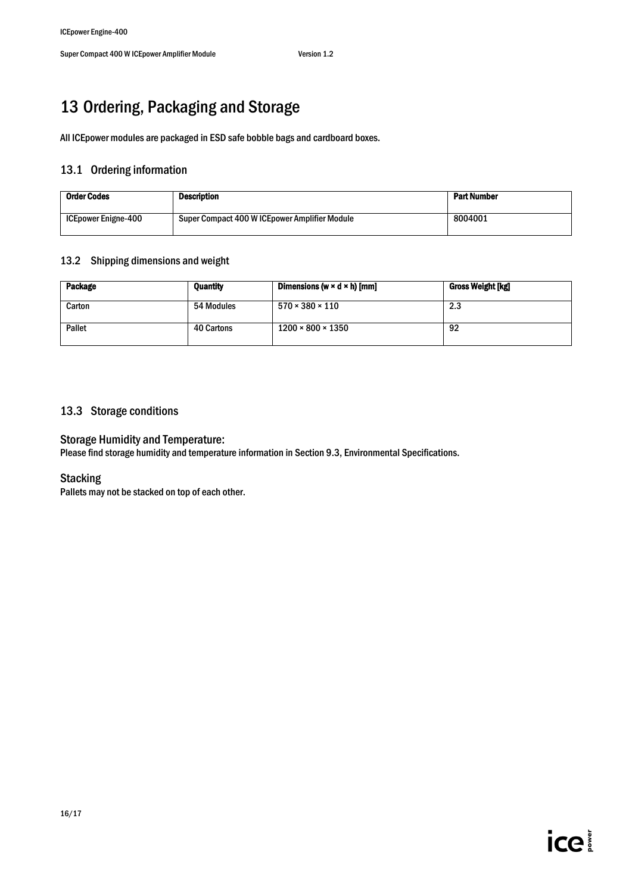# 13 Ordering, Packaging and Storage

All ICEpower modules are packaged in ESD safe bobble bags and cardboard boxes.

## 13.1 Ordering information

| Order Codes | Description | Part Number |
|---|---|---|
| ICEpower Enigne-400 | Super Compact 400 W ICEpower Amplifier Module | 8004001 |

## 13.2 Shipping dimensions and weight

| Package | Quantity | Dimensions (w × d × h) [mm] | Gross Weight [kg] |
|---|---|---|---|
| Carton | 54 Modules | 570 × 380 × 110 | 2.3 |
| Pallet | 40 Cartons | 1200 × 800 × 1350 | 92 |

## 13.3 Storage conditions

### Storage Humidity and Temperature:

Please find storage humidity and temperature information in Section 9.3, Environmental Specifications.

### Stacking

Pallets may not be stacked on top of each other.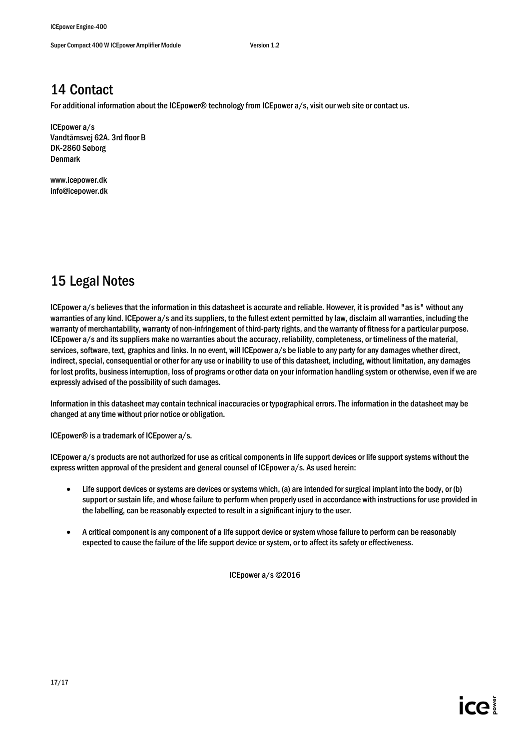# 14 Contact

For additional information about the ICEpower® technology from ICEpower a/s, visit our web site or contact us.

ICEpower a/s
Vandtårnsvej 62A. 3rd floor B
DK-2860 Søborg
Denmark

www.icepower.dk
info@icepower.dk

# 15 Legal Notes

ICEpower a/s believes that the information in this datasheet is accurate and reliable. However, it is provided "as is" without any warranties of any kind. ICEpower a/s and its suppliers, to the fullest extent permitted by law, disclaim all warranties, including the warranty of merchantability, warranty of non-infringement of third-party rights, and the warranty of fitness for a particular purpose. ICEpower a/s and its suppliers make no warranties about the accuracy, reliability, completeness, or timeliness of the material, services, software, text, graphics and links. In no event, will ICEpower a/s be liable to any party for any damages whether direct, indirect, special, consequential or other for any use or inability to use of this datasheet, including, without limitation, any damages for lost profits, business interruption, loss of programs or other data on your information handling system or otherwise, even if we are expressly advised of the possibility of such damages.

Information in this datasheet may contain technical inaccuracies or typographical errors. The information in the datasheet may be changed at any time without prior notice or obligation.

ICEpower® is a trademark of ICEpower a/s.

ICEpower a/s products are not authorized for use as critical components in life support devices or life support systems without the express written approval of the president and general counsel of ICEpower a/s. As used herein:

- Life support devices or systems are devices or systems which, (a) are intended for surgical implant into the body, or (b) support or sustain life, and whose failure to perform when properly used in accordance with instructions for use provided in the labelling, can be reasonably expected to result in a significant injury to the user.
- A critical component is any component of a life support device or system whose failure to perform can be reasonably expected to cause the failure of the life support device or system, or to affect its safety or effectiveness.

ICEpower a/s ©2016